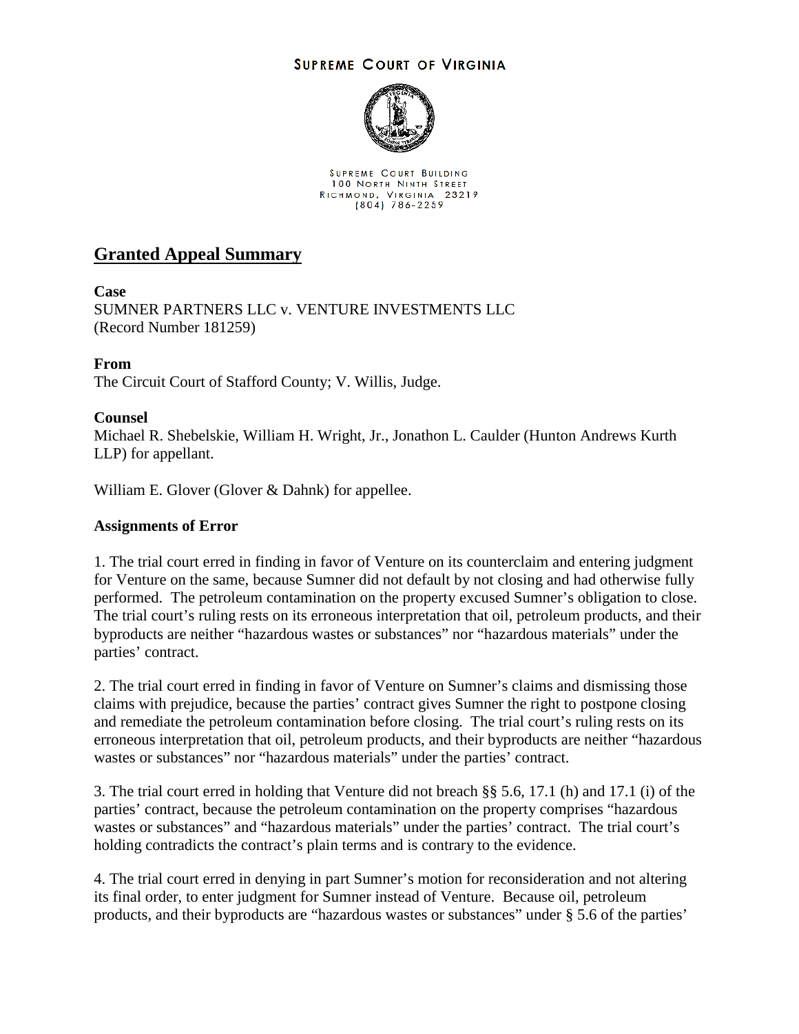**SUPREME COURT OF VIRGINIA**

SUPREME COURT BUILDING
100 NORTH NINTH STREET
RICHMOND, VIRGINIA 23219
(804) 786-2259

# Granted Appeal Summary

**Case**
SUMNER PARTNERS LLC v. VENTURE INVESTMENTS LLC
(Record Number 181259)

**From**
The Circuit Court of Stafford County; V. Willis, Judge.

**Counsel**
Michael R. Shebelskie, William H. Wright, Jr., Jonathon L. Caulder (Hunton Andrews Kurth LLP) for appellant.

William E. Glover (Glover & Dahnk) for appellee.

**Assignments of Error**

1. The trial court erred in finding in favor of Venture on its counterclaim and entering judgment for Venture on the same, because Sumner did not default by not closing and had otherwise fully performed. The petroleum contamination on the property excused Sumner's obligation to close. The trial court's ruling rests on its erroneous interpretation that oil, petroleum products, and their byproducts are neither "hazardous wastes or substances" nor "hazardous materials" under the parties' contract.

2. The trial court erred in finding in favor of Venture on Sumner's claims and dismissing those claims with prejudice, because the parties' contract gives Sumner the right to postpone closing and remediate the petroleum contamination before closing. The trial court's ruling rests on its erroneous interpretation that oil, petroleum products, and their byproducts are neither "hazardous wastes or substances" nor "hazardous materials" under the parties' contract.

3. The trial court erred in holding that Venture did not breach §§ 5.6, 17.1 (h) and 17.1 (i) of the parties' contract, because the petroleum contamination on the property comprises "hazardous wastes or substances" and "hazardous materials" under the parties' contract. The trial court's holding contradicts the contract's plain terms and is contrary to the evidence.

4. The trial court erred in denying in part Sumner's motion for reconsideration and not altering its final order, to enter judgment for Sumner instead of Venture. Because oil, petroleum products, and their byproducts are "hazardous wastes or substances" under § 5.6 of the parties'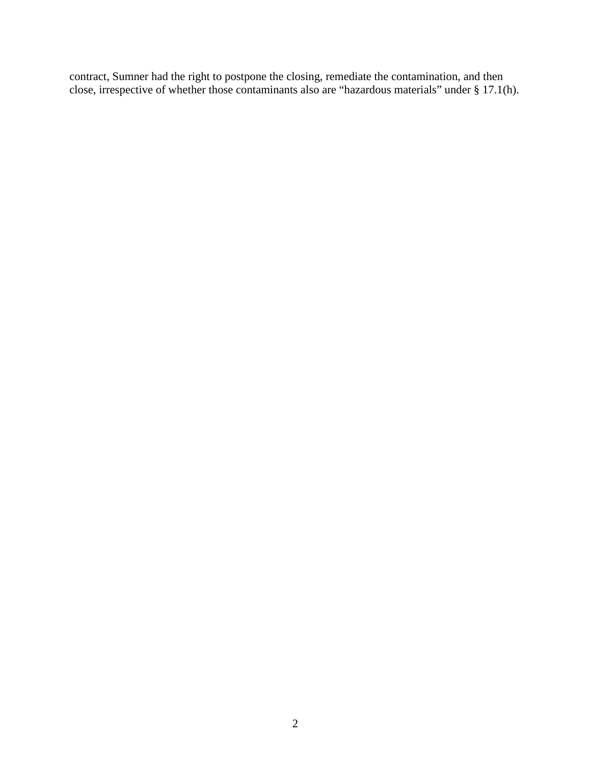contract, Sumner had the right to postpone the closing, remediate the contamination, and then close, irrespective of whether those contaminants also are "hazardous materials" under § 17.1(h).